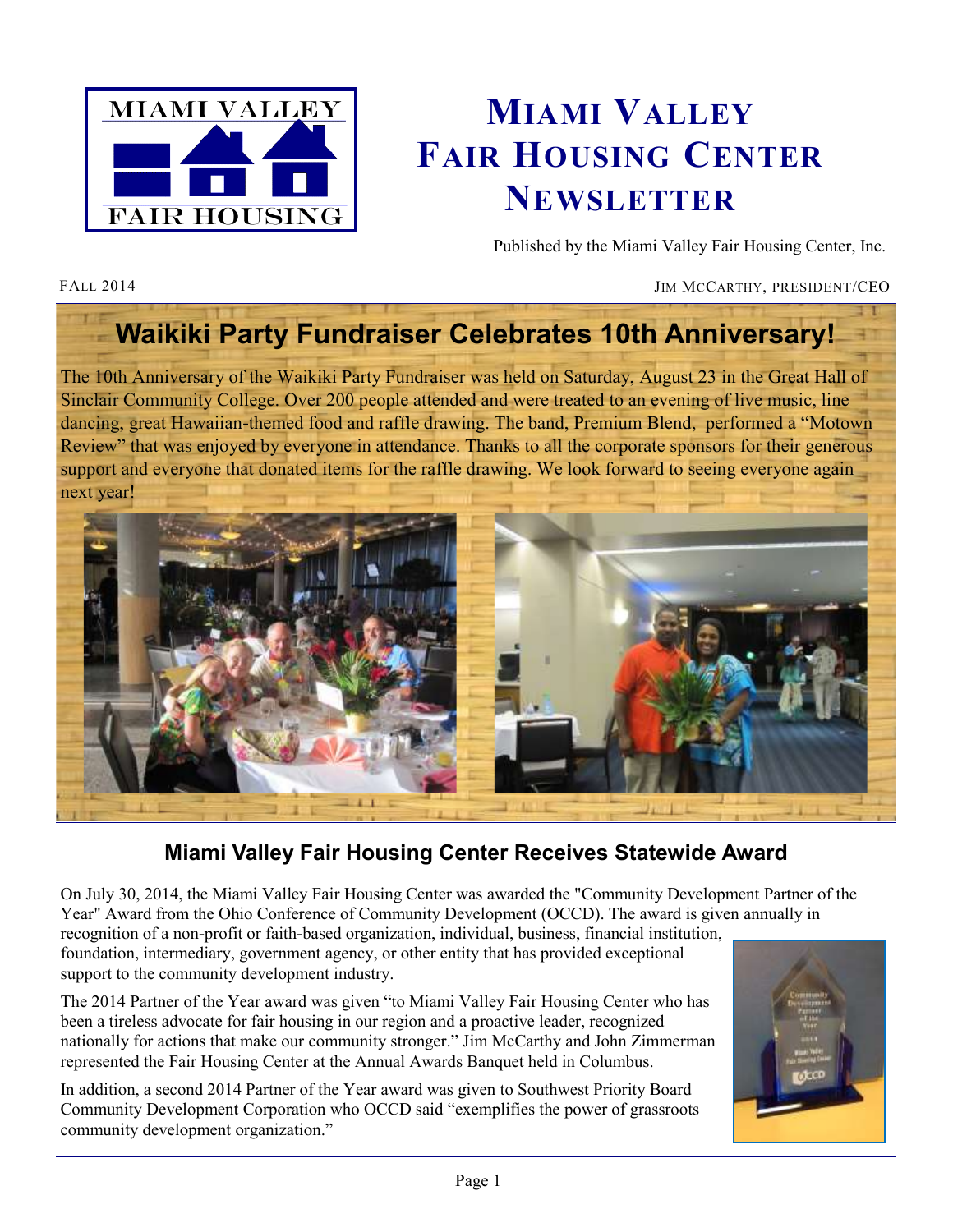# Miami Valley Fair Housing Center Newsletter

Published by the Miami Valley Fair Housing Center, Inc.

FALL 2014

JIM MCCARTHY, PRESIDENT/CEO

## Waikiki Party Fundraiser Celebrates 10th Anniversary!

The 10th Anniversary of the Waikiki Party Fundraiser was held on Saturday, August 23 in the Great Hall of Sinclair Community College. Over 200 people attended and were treated to an evening of live music, line dancing, great Hawaiian-themed food and raffle drawing. The band, Premium Blend, performed a "Motown Review" that was enjoyed by everyone in attendance. Thanks to all the corporate sponsors for their generous support and everyone that donated items for the raffle drawing. We look forward to seeing everyone again next year!

## Miami Valley Fair Housing Center Receives Statewide Award

On July 30, 2014, the Miami Valley Fair Housing Center was awarded the "Community Development Partner of the Year" Award from the Ohio Conference of Community Development (OCCD). The award is given annually in recognition of a non-profit or faith-based organization, individual, business, financial institution, foundation, intermediary, government agency, or other entity that has provided exceptional support to the community development industry.

The 2014 Partner of the Year award was given "to Miami Valley Fair Housing Center who has been a tireless advocate for fair housing in our region and a proactive leader, recognized nationally for actions that make our community stronger." Jim McCarthy and John Zimmerman represented the Fair Housing Center at the Annual Awards Banquet held in Columbus.

In addition, a second 2014 Partner of the Year award was given to Southwest Priority Board Community Development Corporation who OCCD said "exemplifies the power of grassroots community development organization."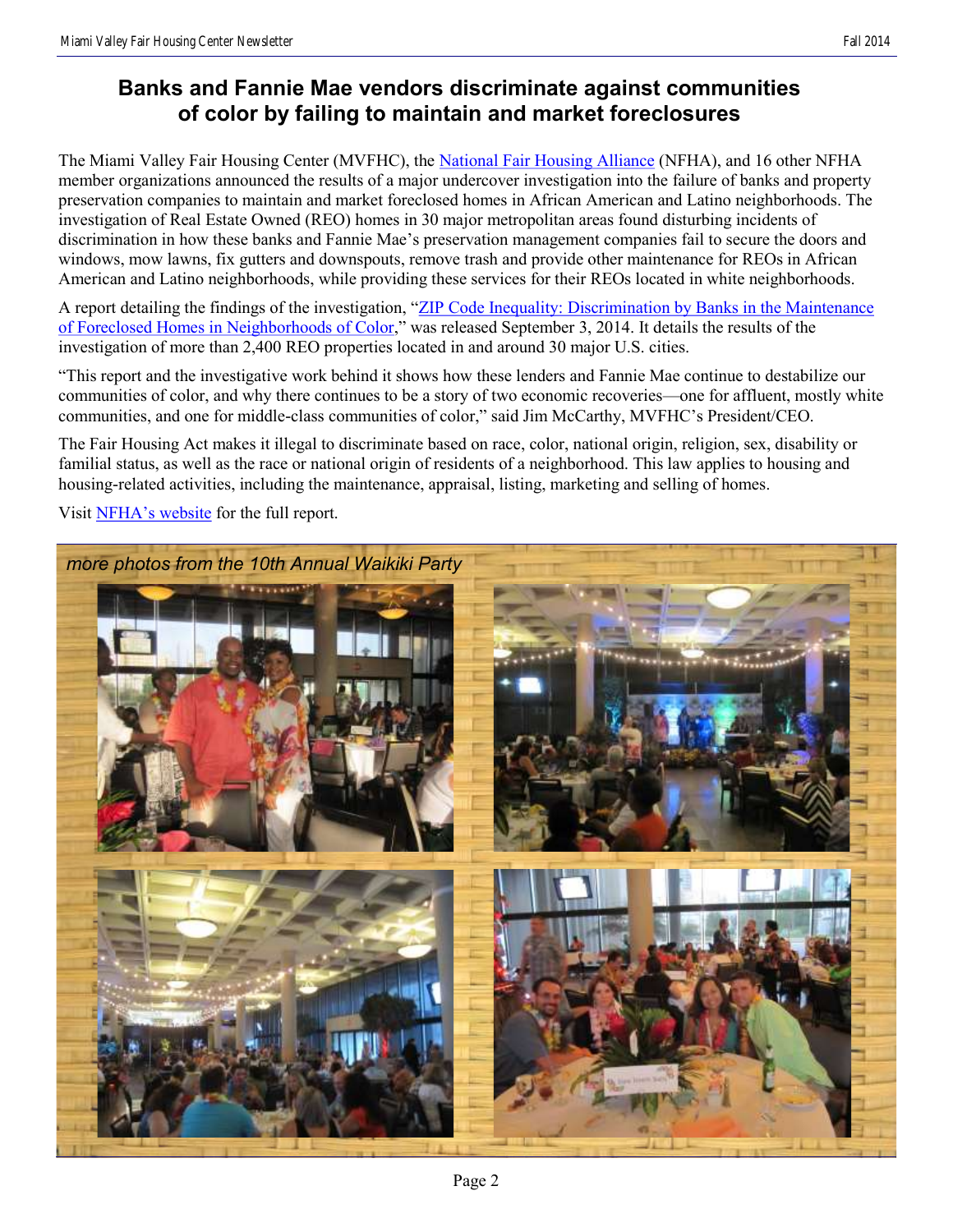# Banks and Fannie Mae vendors discriminate against communities of color by failing to maintain and market foreclosures

The Miami Valley Fair Housing Center (MVFHC), the National Fair Housing Alliance (NFHA), and 16 other NFHA member organizations announced the results of a major undercover investigation into the failure of banks and property preservation companies to maintain and market foreclosed homes in African American and Latino neighborhoods. The investigation of Real Estate Owned (REO) homes in 30 major metropolitan areas found disturbing incidents of discrimination in how these banks and Fannie Mae's preservation management companies fail to secure the doors and windows, mow lawns, fix gutters and downspouts, remove trash and provide other maintenance for REOs in African American and Latino neighborhoods, while providing these services for their REOs located in white neighborhoods.

A report detailing the findings of the investigation, "ZIP Code Inequality: Discrimination by Banks in the Maintenance of Foreclosed Homes in Neighborhoods of Color," was released September 3, 2014. It details the results of the investigation of more than 2,400 REO properties located in and around 30 major U.S. cities.

"This report and the investigative work behind it shows how these lenders and Fannie Mae continue to destabilize our communities of color, and why there continues to be a story of two economic recoveries—one for affluent, mostly white communities, and one for middle-class communities of color," said Jim McCarthy, MVFHC's President/CEO.

The Fair Housing Act makes it illegal to discriminate based on race, color, national origin, religion, sex, disability or familial status, as well as the race or national origin of residents of a neighborhood. This law applies to housing and housing-related activities, including the maintenance, appraisal, listing, marketing and selling of homes.

Visit NFHA's website for the full report.

*more photos from the 10th Annual Waikiki Party*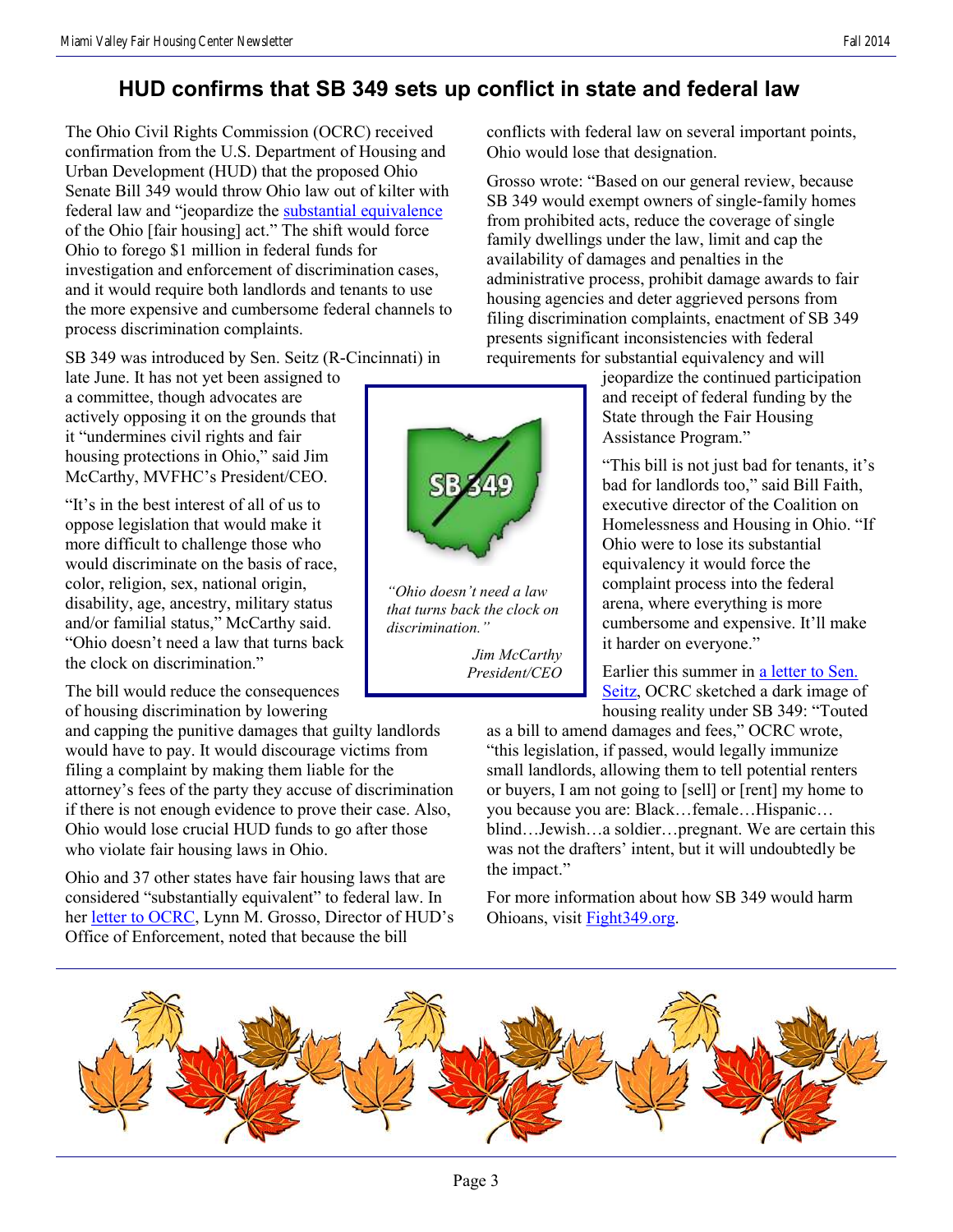# HUD confirms that SB 349 sets up conflict in state and federal law

The Ohio Civil Rights Commission (OCRC) received confirmation from the U.S. Department of Housing and Urban Development (HUD) that the proposed Ohio Senate Bill 349 would throw Ohio law out of kilter with federal law and "jeopardize the substantial equivalence of the Ohio [fair housing] act." The shift would force Ohio to forego $1 million in federal funds for investigation and enforcement of discrimination cases, and it would require both landlords and tenants to use the more expensive and cumbersome federal channels to process discrimination complaints.

SB 349 was introduced by Sen. Seitz (R-Cincinnati) in late June. It has not yet been assigned to a committee, though advocates are actively opposing it on the grounds that it "undermines civil rights and fair housing protections in Ohio," said Jim McCarthy, MVFHC's President/CEO.

"It's in the best interest of all of us to oppose legislation that would make it more difficult to challenge those who would discriminate on the basis of race, color, religion, sex, national origin, disability, age, ancestry, military status and/or familial status," McCarthy said. "Ohio doesn't need a law that turns back the clock on discrimination."

The bill would reduce the consequences of housing discrimination by lowering and capping the punitive damages that guilty landlords would have to pay. It would discourage victims from filing a complaint by making them liable for the attorney's fees of the party they accuse of discrimination if there is not enough evidence to prove their case. Also, Ohio would lose crucial HUD funds to go after those who violate fair housing laws in Ohio.

Ohio and 37 other states have fair housing laws that are considered "substantially equivalent" to federal law. In her letter to OCRC, Lynn M. Grosso, Director of HUD's Office of Enforcement, noted that because the bill conflicts with federal law on several important points, Ohio would lose that designation.

Grosso wrote: "Based on our general review, because SB 349 would exempt owners of single-family homes from prohibited acts, reduce the coverage of single family dwellings under the law, limit and cap the availability of damages and penalties in the administrative process, prohibit damage awards to fair housing agencies and deter aggrieved persons from filing discrimination complaints, enactment of SB 349 presents significant inconsistencies with federal requirements for substantial equivalency and will jeopardize the continued participation and receipt of federal funding by the State through the Fair Housing Assistance Program."

*"Ohio doesn't need a law that turns back the clock on discrimination."*

*Jim McCarthy*
*President/CEO*

"This bill is not just bad for tenants, it's bad for landlords too," said Bill Faith, executive director of the Coalition on Homelessness and Housing in Ohio. "If Ohio were to lose its substantial equivalency it would force the complaint process into the federal arena, where everything is more cumbersome and expensive. It'll make it harder on everyone."

Earlier this summer in a letter to Sen. Seitz, OCRC sketched a dark image of housing reality under SB 349: "Touted as a bill to amend damages and fees," OCRC wrote, "this legislation, if passed, would legally immunize small landlords, allowing them to tell potential renters or buyers, I am not going to [sell] or [rent] my home to you because you are: Black…female…Hispanic…blind…Jewish…a soldier…pregnant. We are certain this was not the drafters' intent, but it will undoubtedly be the impact."

For more information about how SB 349 would harm Ohioans, visit Fight349.org.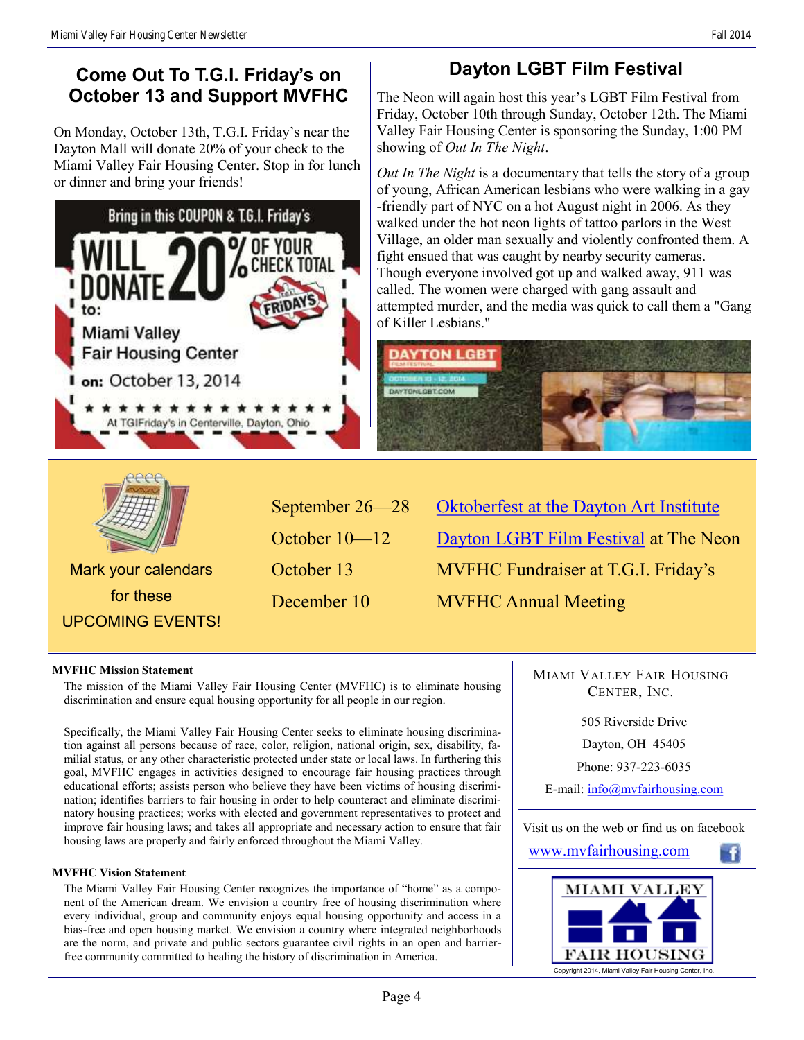## Come Out To T.G.I. Friday's on October 13 and Support MVFHC

On Monday, October 13th, T.G.I. Friday's near the Dayton Mall will donate 20% of your check to the Miami Valley Fair Housing Center. Stop in for lunch or dinner and bring your friends!

Bring in this COUPON & T.G.I. Friday's WILL DONATE 20% OF YOUR CHECK TOTAL to: Miami Valley Fair Housing Center on: October 13, 2014

At TGIFriday's in Centerville, Dayton, Ohio

## Dayton LGBT Film Festival

The Neon will again host this year's LGBT Film Festival from Friday, October 10th through Sunday, October 12th. The Miami Valley Fair Housing Center is sponsoring the Sunday, 1:00 PM showing of *Out In The Night*.

*Out In The Night* is a documentary that tells the story of a group of young, African American lesbians who were walking in a gay-friendly part of NYC on a hot August night in 2006. As they walked under the hot neon lights of tattoo parlors in the West Village, an older man sexually and violently confronted them. A fight ensued that was caught by nearby security cameras. Though everyone involved got up and walked away, 911 was called. The women were charged with gang assault and attempted murder, and the media was quick to call them a "Gang of Killer Lesbians."

DAYTON LGBT FILM FESTIVAL
OCTOBER 10 - 12, 2014
DAYTONLGBT.COM

Mark your calendars for these UPCOMING EVENTS!

| | |
|---|---|
| September 26—28 | Oktoberfest at the Dayton Art Institute |
| October 10—12 | Dayton LGBT Film Festival at The Neon |
| October 13 | MVFHC Fundraiser at T.G.I. Friday's |
| December 10 | MVFHC Annual Meeting |

**MVFHC Mission Statement**

The mission of the Miami Valley Fair Housing Center (MVFHC) is to eliminate housing discrimination and ensure equal housing opportunity for all people in our region.

Specifically, the Miami Valley Fair Housing Center seeks to eliminate housing discrimination against all persons because of race, color, religion, national origin, sex, disability, familial status, or any other characteristic protected under state or local laws. In furthering this goal, MVFHC engages in activities designed to encourage fair housing practices through educational efforts; assists person who believe they have been victims of housing discrimination; identifies barriers to fair housing in order to help counteract and eliminate discriminatory housing practices; works with elected and government representatives to protect and improve fair housing laws; and takes all appropriate and necessary action to ensure that fair housing laws are properly and fairly enforced throughout the Miami Valley.

**MVFHC Vision Statement**

The Miami Valley Fair Housing Center recognizes the importance of "home" as a component of the American dream. We envision a country free of housing discrimination where every individual, group and community enjoys equal housing opportunity and access in a bias-free and open housing market. We envision a country where integrated neighborhoods are the norm, and private and public sectors guarantee civil rights in an open and barrier-free community committed to healing the history of discrimination in America.

MIAMI VALLEY FAIR HOUSING CENTER, INC.

505 Riverside Drive

Dayton, OH 45405

Phone: 937-223-6035

E-mail: info@mvfairhousing.com

Visit us on the web or find us on facebook

www.mvfairhousing.com

MIAMI VALLEY FAIR HOUSING

Copyright 2014, Miami Valley Fair Housing Center, Inc.